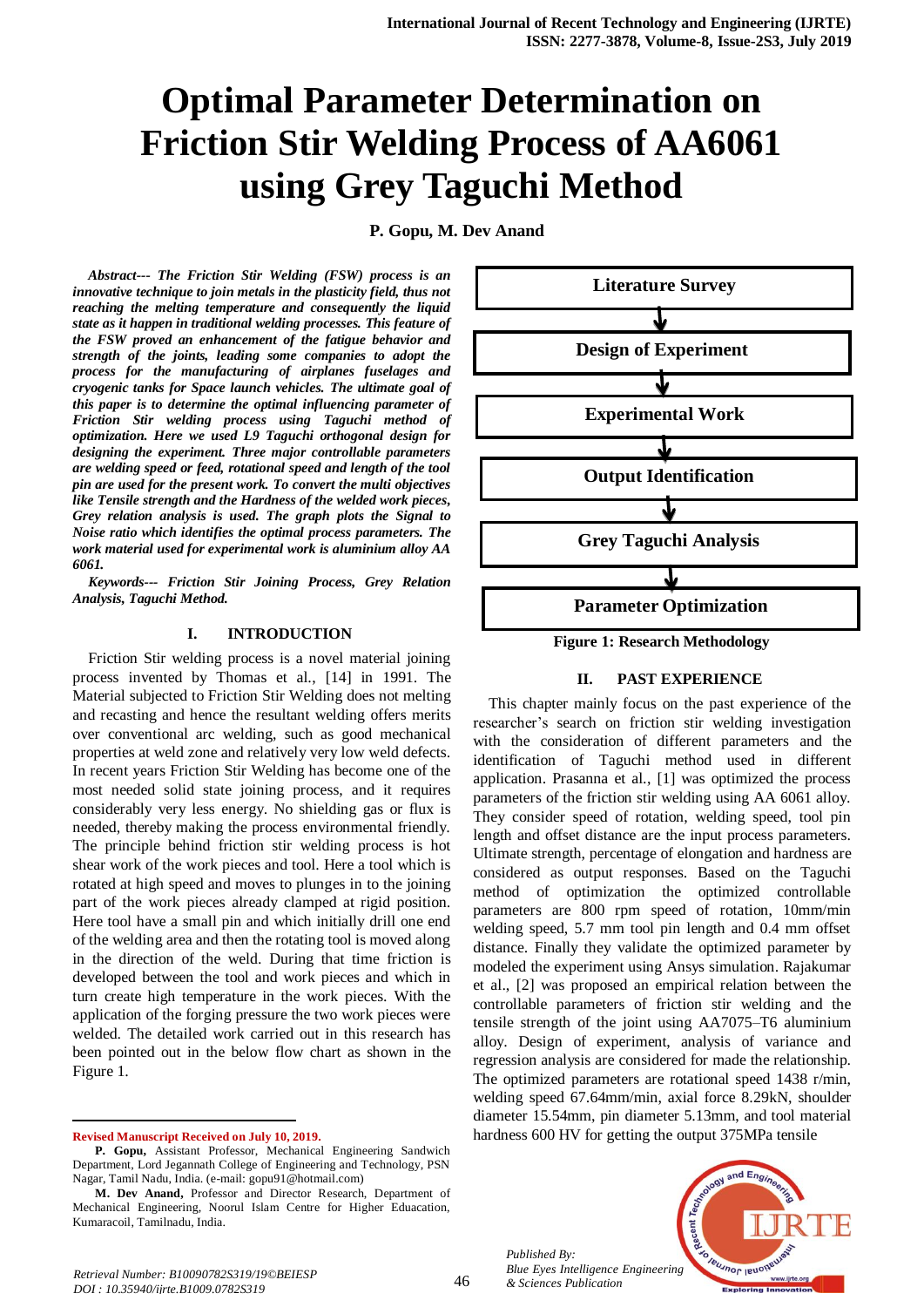# Optimal Parameter Determination on Friction Stir Welding Process of AA6061 using Grey Taguchi Method

**P. Gopu, M. Dev Anand**

***Abstract--- The Friction Stir Welding (FSW) process is an innovative technique to join metals in the plasticity field, thus not reaching the melting temperature and consequently the liquid state as it happen in traditional welding processes. This feature of the FSW proved an enhancement of the fatigue behavior and strength of the joints, leading some companies to adopt the process for the manufacturing of airplanes fuselages and cryogenic tanks for Space launch vehicles. The ultimate goal of this paper is to determine the optimal influencing parameter of Friction Stir welding process using Taguchi method of optimization. Here we used L9 Taguchi orthogonal design for designing the experiment. Three major controllable parameters are welding speed or feed, rotational speed and length of the tool pin are used for the present work. To convert the multi objectives like Tensile strength and the Hardness of the welded work pieces, Grey relation analysis is used. The graph plots the Signal to Noise ratio which identifies the optimal process parameters. The work material used for experimental work is aluminium alloy AA 6061.***

***Keywords--- Friction Stir Joining Process, Grey Relation Analysis, Taguchi Method.***

## I. INTRODUCTION

Friction Stir welding process is a novel material joining process invented by Thomas et al., [14] in 1991. The Material subjected to Friction Stir Welding does not melting and recasting and hence the resultant welding offers merits over conventional arc welding, such as good mechanical properties at weld zone and relatively very low weld defects. In recent years Friction Stir Welding has become one of the most needed solid state joining process, and it requires considerably very less energy. No shielding gas or flux is needed, thereby making the process environmental friendly. The principle behind friction stir welding process is hot shear work of the work pieces and tool. Here a tool which is rotated at high speed and moves to plunges in to the joining part of the work pieces already clamped at rigid position. Here tool have a small pin and which initially drill one end of the welding area and then the rotating tool is moved along in the direction of the weld. During that time friction is developed between the tool and work pieces and which in turn create high temperature in the work pieces. With the application of the forging pressure the two work pieces were welded. The detailed work carried out in this research has been pointed out in the below flow chart as shown in the Figure 1.

Literature Survey → Design of Experiment → Experimental Work → Output Identification → Grey Taguchi Analysis → Parameter Optimization

**Figure 1: Research Methodology**

## II. PAST EXPERIENCE

This chapter mainly focus on the past experience of the researcher's search on friction stir welding investigation with the consideration of different parameters and the identification of Taguchi method used in different application. Prasanna et al., [1] was optimized the process parameters of the friction stir welding using AA 6061 alloy. They consider speed of rotation, welding speed, tool pin length and offset distance are the input process parameters. Ultimate strength, percentage of elongation and hardness are considered as output responses. Based on the Taguchi method of optimization the optimized controllable parameters are 800 rpm speed of rotation, 10mm/min welding speed, 5.7 mm tool pin length and 0.4 mm offset distance. Finally they validate the optimized parameter by modeled the experiment using Ansys simulation. Rajakumar et al., [2] was proposed an empirical relation between the controllable parameters of friction stir welding and the tensile strength of the joint using AA7075–T6 aluminium alloy. Design of experiment, analysis of variance and regression analysis are considered for made the relationship. The optimized parameters are rotational speed 1438 r/min, welding speed 67.64mm/min, axial force 8.29kN, shoulder diameter 15.54mm, pin diameter 5.13mm, and tool material hardness 600 HV for getting the output 375MPa tensile

---

**Revised Manuscript Received on July 10, 2019.**

**P. Gopu,** Assistant Professor, Mechanical Engineering Sandwich Department, Lord Jegannath College of Engineering and Technology, PSN Nagar, Tamil Nadu, India. (e-mail: gopu91@hotmail.com)

**M. Dev Anand,** Professor and Director Research, Department of Mechanical Engineering, Noorul Islam Centre for Higher Eduacation, Kumaracoil, Tamilnadu, India.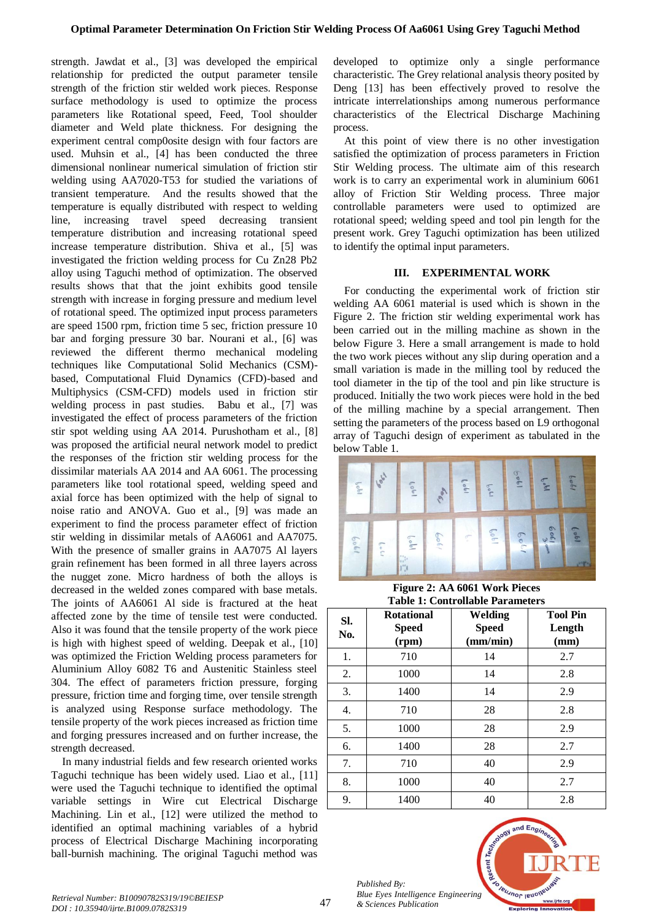strength. Jawdat et al., [3] was developed the empirical relationship for predicted the output parameter tensile strength of the friction stir welded work pieces. Response surface methodology is used to optimize the process parameters like Rotational speed, Feed, Tool shoulder diameter and Weld plate thickness. For designing the experiment central comp0osite design with four factors are used. Muhsin et al., [4] has been conducted the three dimensional nonlinear numerical simulation of friction stir welding using AA7020-T53 for studied the variations of transient temperature. And the results showed that the temperature is equally distributed with respect to welding line, increasing travel speed decreasing transient temperature distribution and increasing rotational speed increase temperature distribution. Shiva et al., [5] was investigated the friction welding process for Cu Zn28 Pb2 alloy using Taguchi method of optimization. The observed results shows that that the joint exhibits good tensile strength with increase in forging pressure and medium level of rotational speed. The optimized input process parameters are speed 1500 rpm, friction time 5 sec, friction pressure 10 bar and forging pressure 30 bar. Nourani et al., [6] was reviewed the different thermo mechanical modeling techniques like Computational Solid Mechanics (CSM)-based, Computational Fluid Dynamics (CFD)-based and Multiphysics (CSM-CFD) models used in friction stir welding process in past studies. Babu et al., [7] was investigated the effect of process parameters of the friction stir spot welding using AA 2014. Purushotham et al., [8] was proposed the artificial neural network model to predict the responses of the friction stir welding process for the dissimilar materials AA 2014 and AA 6061. The processing parameters like tool rotational speed, welding speed and axial force has been optimized with the help of signal to noise ratio and ANOVA. Guo et al., [9] was made an experiment to find the process parameter effect of friction stir welding in dissimilar metals of AA6061 and AA7075. With the presence of smaller grains in AA7075 Al layers grain refinement has been formed in all three layers across the nugget zone. Micro hardness of both the alloys is decreased in the welded zones compared with base metals. The joints of AA6061 Al side is fractured at the heat affected zone by the time of tensile test were conducted. Also it was found that the tensile property of the work piece is high with highest speed of welding. Deepak et al., [10] was optimized the Friction Welding process parameters for Aluminium Alloy 6082 T6 and Austenitic Stainless steel 304. The effect of parameters friction pressure, forging pressure, friction time and forging time, over tensile strength is analyzed using Response surface methodology. The tensile property of the work pieces increased as friction time and forging pressures increased and on further increase, the strength decreased.

In many industrial fields and few research oriented works Taguchi technique has been widely used. Liao et al., [11] were used the Taguchi technique to identified the optimal variable settings in Wire cut Electrical Discharge Machining. Lin et al., [12] were utilized the method to identified an optimal machining variables of a hybrid process of Electrical Discharge Machining incorporating ball-burnish machining. The original Taguchi method was developed to optimize only a single performance characteristic. The Grey relational analysis theory posited by Deng [13] has been effectively proved to resolve the intricate interrelationships among numerous performance characteristics of the Electrical Discharge Machining process.

At this point of view there is no other investigation satisfied the optimization of process parameters in Friction Stir Welding process. The ultimate aim of this research work is to carry an experimental work in aluminium 6061 alloy of Friction Stir Welding process. Three major controllable parameters were used to optimized are rotational speed; welding speed and tool pin length for the present work. Grey Taguchi optimization has been utilized to identify the optimal input parameters.

## III. EXPERIMENTAL WORK

For conducting the experimental work of friction stir welding AA 6061 material is used which is shown in the Figure 2. The friction stir welding experimental work has been carried out in the milling machine as shown in the below Figure 3. Here a small arrangement is made to hold the two work pieces without any slip during operation and a small variation is made in the milling tool by reduced the tool diameter in the tip of the tool and pin like structure is produced. Initially the two work pieces were hold in the bed of the milling machine by a special arrangement. Then setting the parameters of the process based on L9 orthogonal array of Taguchi design of experiment as tabulated in the below Table 1.

**Figure 2: AA 6061 Work Pieces**

**Table 1: Controllable Parameters**

| Sl. No. | Rotational Speed (rpm) | Welding Speed (mm/min) | Tool Pin Length (mm) |
|---|---|---|---|
| 1. | 710 | 14 | 2.7 |
| 2. | 1000 | 14 | 2.8 |
| 3. | 1400 | 14 | 2.9 |
| 4. | 710 | 28 | 2.8 |
| 5. | 1000 | 28 | 2.9 |
| 6. | 1400 | 28 | 2.7 |
| 7. | 710 | 40 | 2.9 |
| 8. | 1000 | 40 | 2.7 |
| 9. | 1400 | 40 | 2.8 |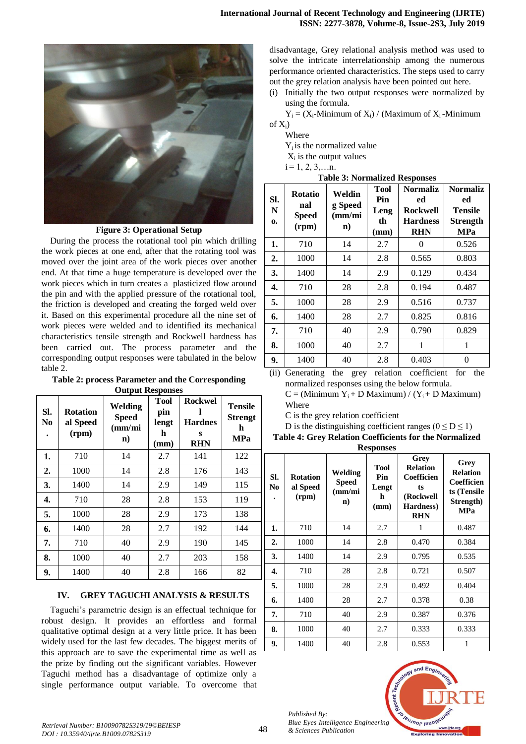Figure 3: Operational Setup

During the process the rotational tool pin which drilling the work pieces at one end, after that the rotating tool was moved over the joint area of the work pieces over another end. At that time a huge temperature is developed over the work pieces which in turn creates a plasticized flow around the pin and with the applied pressure of the rotational tool, the friction is developed and creating the forged weld over it. Based on this experimental procedure all the nine set of work pieces were welded and to identified its mechanical characteristics tensile strength and Rockwell hardness has been carried out. The process parameter and the corresponding output responses were tabulated in the below table 2.

**Table 2: process Parameter and the Corresponding Output Responses**

| Sl. No. | Rotational Speed (rpm) | Welding Speed (mm/min) | Tool pin length (mm) | Rockwell Hardness RHN | Tensile Strength MPa |
|---|---|---|---|---|---|
| 1. | 710 | 14 | 2.7 | 141 | 122 |
| 2. | 1000 | 14 | 2.8 | 176 | 143 |
| 3. | 1400 | 14 | 2.9 | 149 | 115 |
| 4. | 710 | 28 | 2.8 | 153 | 119 |
| 5. | 1000 | 28 | 2.9 | 173 | 138 |
| 6. | 1400 | 28 | 2.7 | 192 | 144 |
| 7. | 710 | 40 | 2.9 | 190 | 145 |
| 8. | 1000 | 40 | 2.7 | 203 | 158 |
| 9. | 1400 | 40 | 2.8 | 166 | 82 |

## IV. GREY TAGUCHI ANALYSIS & RESULTS

Taguchi's parametric design is an effectual technique for robust design. It provides an effortless and formal qualitative optimal design at a very little price. It has been widely used for the last few decades. The biggest merits of this approach are to save the experimental time as well as the prize by finding out the significant variables. However Taguchi method has a disadvantage of optimize only a single performance output variable. To overcome that disadvantage, Grey relational analysis method was used to solve the intricate interrelationship among the numerous performance oriented characteristics. The steps used to carry out the grey relation analysis have been pointed out here.

(i) Initially the two output responses were normalized by using the formula.

$Y_i = (X_i\text{-Minimum of } X_i) / (\text{Maximum of } X_i \text{-Minimum of } X_i)$

Where

$Y_i$ is the normalized value

$X_i$ is the output values

$i = 1, 2, 3,\ldots n.$

**Table 3: Normalized Responses**

| Sl. No. | Rotational Speed (rpm) | Welding Speed (mm/min) | Tool Pin Length (mm) | Normalized Rockwell Hardness RHN | Normalized Tensile Strength MPa |
|---|---|---|---|---|---|
| 1. | 710 | 14 | 2.7 | 0 | 0.526 |
| 2. | 1000 | 14 | 2.8 | 0.565 | 0.803 |
| 3. | 1400 | 14 | 2.9 | 0.129 | 0.434 |
| 4. | 710 | 28 | 2.8 | 0.194 | 0.487 |
| 5. | 1000 | 28 | 2.9 | 0.516 | 0.737 |
| 6. | 1400 | 28 | 2.7 | 0.825 | 0.816 |
| 7. | 710 | 40 | 2.9 | 0.790 | 0.829 |
| 8. | 1000 | 40 | 2.7 | 1 | 1 |
| 9. | 1400 | 40 | 2.8 | 0.403 | 0 |

(ii) Generating the grey relation coefficient for the normalized responses using the below formula.

$C = (\text{Minimum } Y_i + D \text{ Maximum}) / (Y_i + D \text{ Maximum})$

Where

C is the grey relation coefficient

D is the distinguishing coefficient ranges $(0 \leq D \leq 1)$

**Table 4: Grey Relation Coefficients for the Normalized Responses**

| Sl. No. | Rotational Speed (rpm) | Welding Speed (mm/min) | Tool Pin Length (mm) | Grey Relation Coefficients (Rockwell Hardness) RHN | Grey Relation Coefficients (Tensile Strength) MPa |
|---|---|---|---|---|---|
| 1. | 710 | 14 | 2.7 | 1 | 0.487 |
| 2. | 1000 | 14 | 2.8 | 0.470 | 0.384 |
| 3. | 1400 | 14 | 2.9 | 0.795 | 0.535 |
| 4. | 710 | 28 | 2.8 | 0.721 | 0.507 |
| 5. | 1000 | 28 | 2.9 | 0.492 | 0.404 |
| 6. | 1400 | 28 | 2.7 | 0.378 | 0.38 |
| 7. | 710 | 40 | 2.9 | 0.387 | 0.376 |
| 8. | 1000 | 40 | 2.7 | 0.333 | 0.333 |
| 9. | 1400 | 40 | 2.8 | 0.553 | 1 |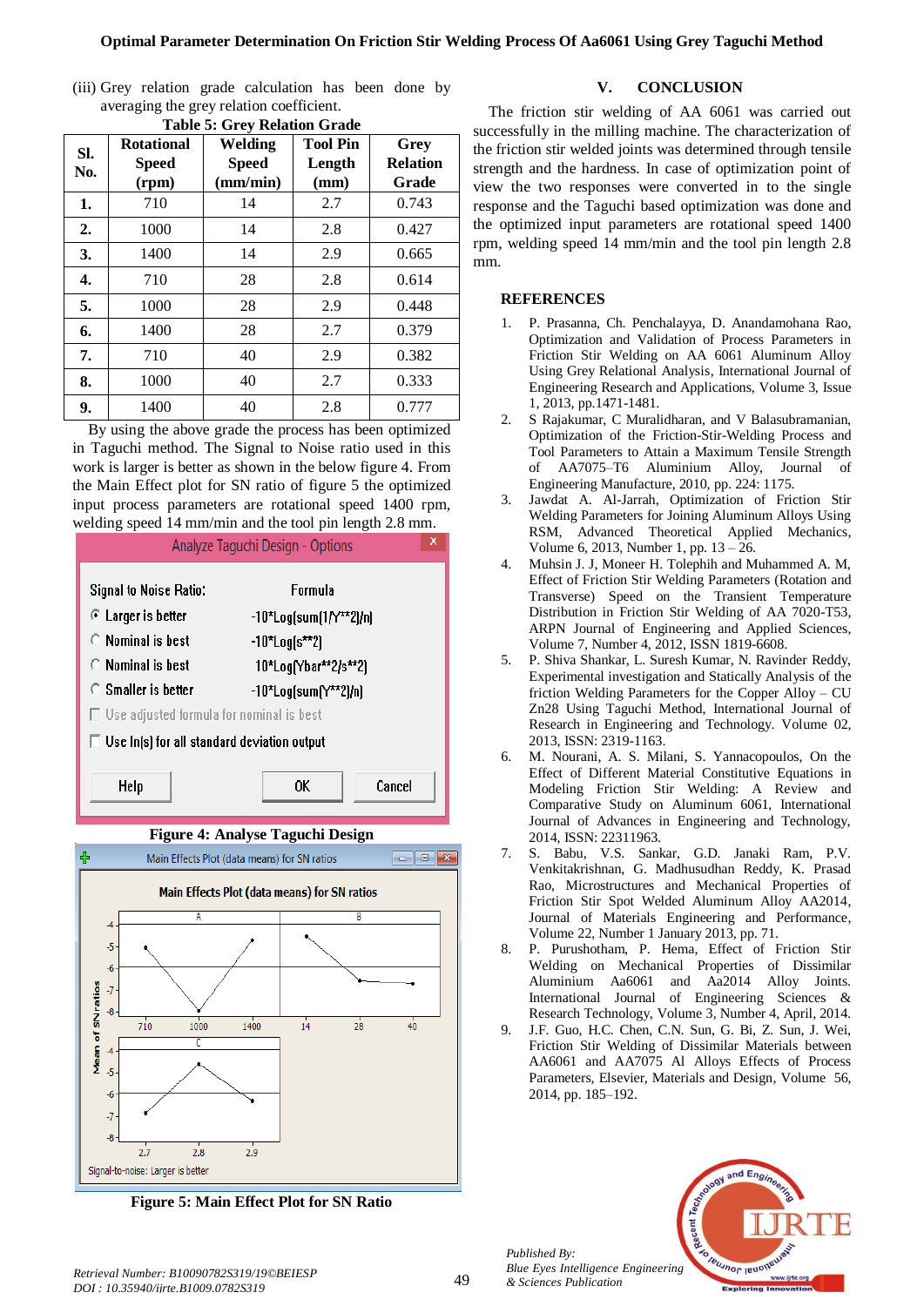(iii) Grey relation grade calculation has been done by averaging the grey relation coefficient.

**Table 5: Grey Relation Grade**

| Sl. No. | Rotational Speed (rpm) | Welding Speed (mm/min) | Tool Pin Length (mm) | Grey Relation Grade |
|---|---|---|---|---|
| 1. | 710 | 14 | 2.7 | 0.743 |
| 2. | 1000 | 14 | 2.8 | 0.427 |
| 3. | 1400 | 14 | 2.9 | 0.665 |
| 4. | 710 | 28 | 2.8 | 0.614 |
| 5. | 1000 | 28 | 2.9 | 0.448 |
| 6. | 1400 | 28 | 2.7 | 0.379 |
| 7. | 710 | 40 | 2.9 | 0.382 |
| 8. | 1000 | 40 | 2.7 | 0.333 |
| 9. | 1400 | 40 | 2.8 | 0.777 |

By using the above grade the process has been optimized in Taguchi method. The Signal to Noise ratio used in this work is larger is better as shown in the below figure 4. From the Main Effect plot for SN ratio of figure 5 the optimized input process parameters are rotational speed 1400 rpm, welding speed 14 mm/min and the tool pin length 2.8 mm.

**Figure 4: Analyse Taguchi Design**

**Figure 5: Main Effect Plot for SN Ratio**

## V. CONCLUSION

The friction stir welding of AA 6061 was carried out successfully in the milling machine. The characterization of the friction stir welded joints was determined through tensile strength and the hardness. In case of optimization point of view the two responses were converted in to the single response and the Taguchi based optimization was done and the optimized input parameters are rotational speed 1400 rpm, welding speed 14 mm/min and the tool pin length 2.8 mm.

## REFERENCES

1. P. Prasanna, Ch. Penchalayya, D. Anandamohana Rao, Optimization and Validation of Process Parameters in Friction Stir Welding on AA 6061 Aluminum Alloy Using Grey Relational Analysis, International Journal of Engineering Research and Applications, Volume 3, Issue 1, 2013, pp.1471-1481.
2. S Rajakumar, C Muralidharan, and V Balasubramanian, Optimization of the Friction-Stir-Welding Process and Tool Parameters to Attain a Maximum Tensile Strength of AA7075–T6 Aluminium Alloy, Journal of Engineering Manufacture, 2010, pp. 224: 1175.
3. Jawdat A. Al-Jarrah, Optimization of Friction Stir Welding Parameters for Joining Aluminum Alloys Using RSM, Advanced Theoretical Applied Mechanics, Volume 6, 2013, Number 1, pp. 13 – 26.
4. Muhsin J. J, Moneer H. Tolephih and Muhammed A. M, Effect of Friction Stir Welding Parameters (Rotation and Transverse) Speed on the Transient Temperature Distribution in Friction Stir Welding of AA 7020-T53, ARPN Journal of Engineering and Applied Sciences, Volume 7, Number 4, 2012, ISSN 1819-6608.
5. P. Shiva Shankar, L. Suresh Kumar, N. Ravinder Reddy, Experimental investigation and Statically Analysis of the friction Welding Parameters for the Copper Alloy – CU Zn28 Using Taguchi Method, International Journal of Research in Engineering and Technology. Volume 02, 2013, ISSN: 2319-1163.
6. M. Nourani, A. S. Milani, S. Yannacopoulos, On the Effect of Different Material Constitutive Equations in Modeling Friction Stir Welding: A Review and Comparative Study on Aluminum 6061, International Journal of Advances in Engineering and Technology, 2014, ISSN: 22311963.
7. S. Babu, V.S. Sankar, G.D. Janaki Ram, P.V. Venkitakrishnan, G. Madhusudhan Reddy, K. Prasad Rao, Microstructures and Mechanical Properties of Friction Stir Spot Welded Aluminum Alloy AA2014, Journal of Materials Engineering and Performance, Volume 22, Number 1 January 2013, pp. 71.
8. P. Purushotham, P. Hema, Effect of Friction Stir Welding on Mechanical Properties of Dissimilar Aluminium Aa6061 and Aa2014 Alloy Joints. International Journal of Engineering Sciences & Research Technology, Volume 3, Number 4, April, 2014.
9. J.F. Guo, H.C. Chen, C.N. Sun, G. Bi, Z. Sun, J. Wei, Friction Stir Welding of Dissimilar Materials between AA6061 and AA7075 Al Alloys Effects of Process Parameters, Elsevier, Materials and Design, Volume 56, 2014, pp. 185–192.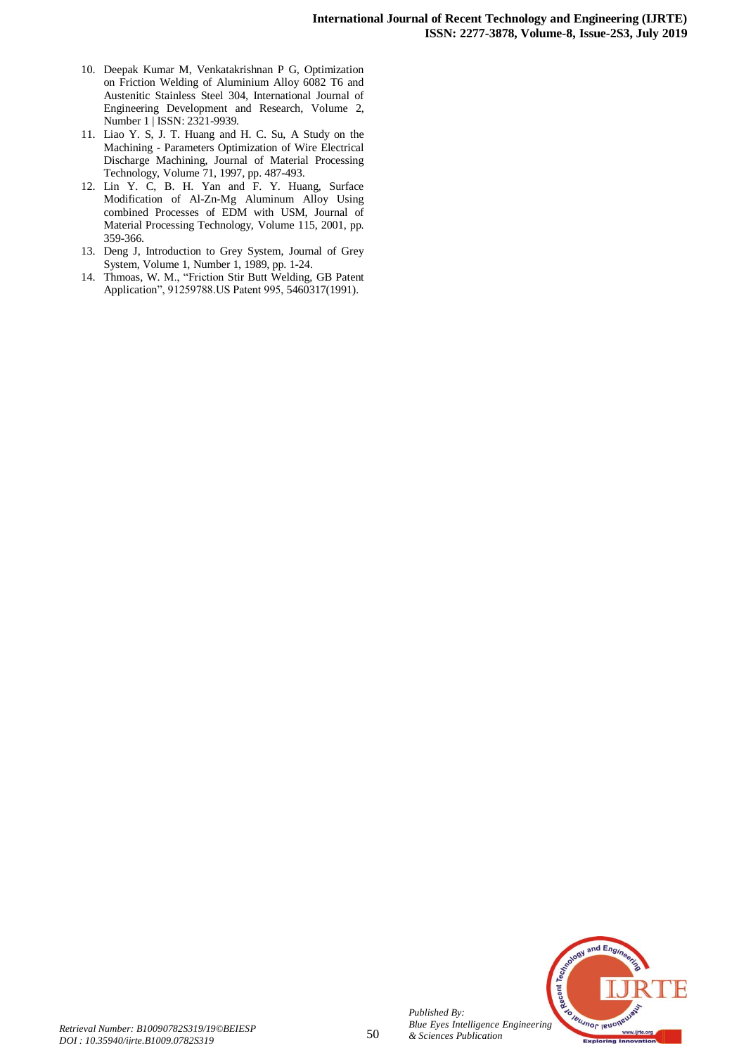10. Deepak Kumar M, Venkatakrishnan P G, Optimization on Friction Welding of Aluminium Alloy 6082 T6 and Austenitic Stainless Steel 304, International Journal of Engineering Development and Research, Volume 2, Number 1 | ISSN: 2321-9939.
11. Liao Y. S, J. T. Huang and H. C. Su, A Study on the Machining - Parameters Optimization of Wire Electrical Discharge Machining, Journal of Material Processing Technology, Volume 71, 1997, pp. 487-493.
12. Lin Y. C, B. H. Yan and F. Y. Huang, Surface Modification of Al-Zn-Mg Aluminum Alloy Using combined Processes of EDM with USM, Journal of Material Processing Technology, Volume 115, 2001, pp. 359-366.
13. Deng J, Introduction to Grey System, Journal of Grey System, Volume 1, Number 1, 1989, pp. 1-24.
14. Thmoas, W. M., "Friction Stir Butt Welding, GB Patent Application", 91259788.US Patent 995, 5460317(1991).